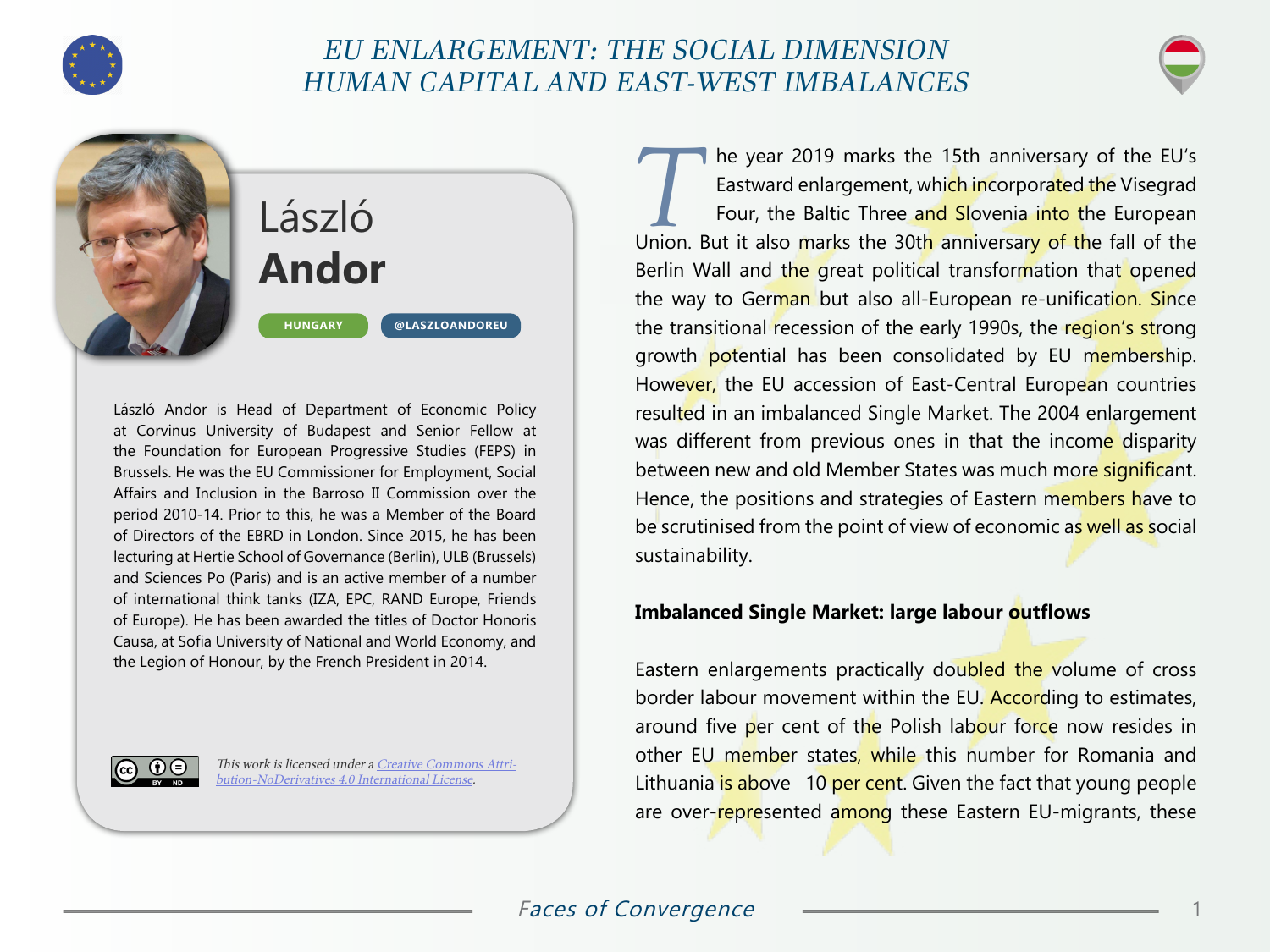# EU ENLARGEMENT: THE SOCIAL DIMENSION
# HUMAN CAPITAL AND EAST-WEST IMBALANCES

## László **Andor**

HUNGARY | @LASZLOANDOREU

László Andor is Head of Department of Economic Policy at Corvinus University of Budapest and Senior Fellow at the Foundation for European Progressive Studies (FEPS) in Brussels. He was the EU Commissioner for Employment, Social Affairs and Inclusion in the Barroso II Commission over the period 2010-14. Prior to this, he was a Member of the Board of Directors of the EBRD in London. Since 2015, he has been lecturing at Hertie School of Governance (Berlin), ULB (Brussels) and Sciences Po (Paris) and is an active member of a number of international think tanks (IZA, EPC, RAND Europe, Friends of Europe). He has been awarded the titles of Doctor Honoris Causa, at Sofia University of National and World Economy, and the Legion of Honour, by the French President in 2014.

*This work is licensed under a Creative Commons Attribution-NoDerivatives 4.0 International License.*

The year 2019 marks the 15th anniversary of the EU's Eastward enlargement, which incorporated the Visegrad Four, the Baltic Three and Slovenia into the European Union. But it also marks the 30th anniversary of the fall of the Berlin Wall and the great political transformation that opened the way to German but also all-European re-unification. Since the transitional recession of the early 1990s, the region's strong growth potential has been consolidated by EU membership. However, the EU accession of East-Central European countries resulted in an imbalanced Single Market. The 2004 enlargement was different from previous ones in that the income disparity between new and old Member States was much more significant. Hence, the positions and strategies of Eastern members have to be scrutinised from the point of view of economic as well as social sustainability.

**Imbalanced Single Market: large labour outflows**

Eastern enlargements practically doubled the volume of cross border labour movement within the EU. According to estimates, around five per cent of the Polish labour force now resides in other EU member states, while this number for Romania and Lithuania is above 10 per cent. Given the fact that young people are over-represented among these Eastern EU-migrants, these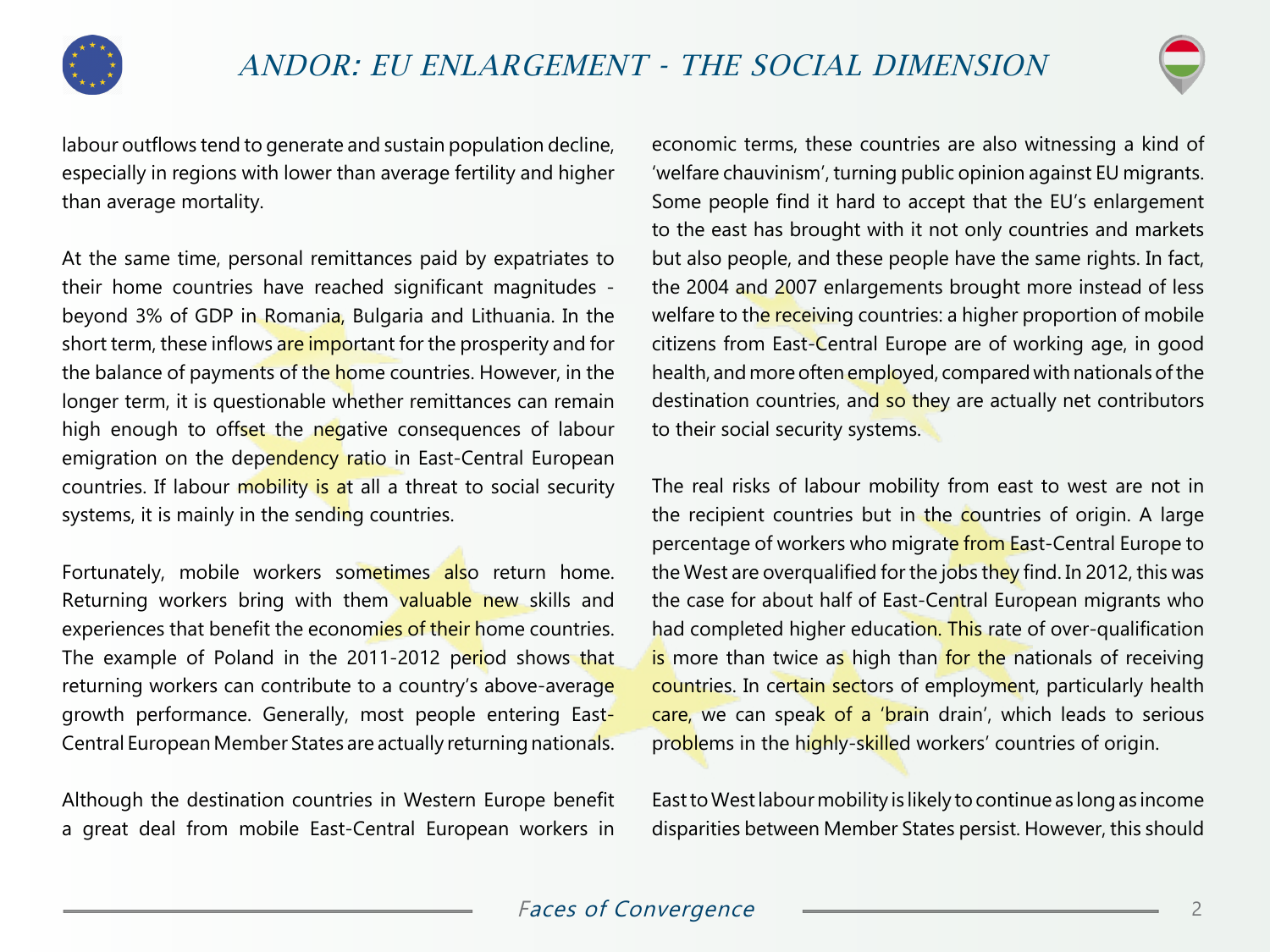labour outflows tend to generate and sustain population decline, especially in regions with lower than average fertility and higher than average mortality.

At the same time, personal remittances paid by expatriates to their home countries have reached significant magnitudes - beyond 3% of GDP in Romania, Bulgaria and Lithuania. In the short term, these inflows are important for the prosperity and for the balance of payments of the home countries. However, in the longer term, it is questionable whether remittances can remain high enough to offset the negative consequences of labour emigration on the dependency ratio in East-Central European countries. If labour mobility is at all a threat to social security systems, it is mainly in the sending countries.

Fortunately, mobile workers sometimes also return home. Returning workers bring with them valuable new skills and experiences that benefit the economies of their home countries. The example of Poland in the 2011-2012 period shows that returning workers can contribute to a country's above-average growth performance. Generally, most people entering East-Central European Member States are actually returning nationals.

Although the destination countries in Western Europe benefit a great deal from mobile East-Central European workers in economic terms, these countries are also witnessing a kind of 'welfare chauvinism', turning public opinion against EU migrants. Some people find it hard to accept that the EU's enlargement to the east has brought with it not only countries and markets but also people, and these people have the same rights. In fact, the 2004 and 2007 enlargements brought more instead of less welfare to the receiving countries: a higher proportion of mobile citizens from East-Central Europe are of working age, in good health, and more often employed, compared with nationals of the destination countries, and so they are actually net contributors to their social security systems.

The real risks of labour mobility from east to west are not in the recipient countries but in the countries of origin. A large percentage of workers who migrate from East-Central Europe to the West are overqualified for the jobs they find. In 2012, this was the case for about half of East-Central European migrants who had completed higher education. This rate of over-qualification is more than twice as high than for the nationals of receiving countries. In certain sectors of employment, particularly health care, we can speak of a 'brain drain', which leads to serious problems in the highly-skilled workers' countries of origin.

East to West labour mobility is likely to continue as long as income disparities between Member States persist. However, this should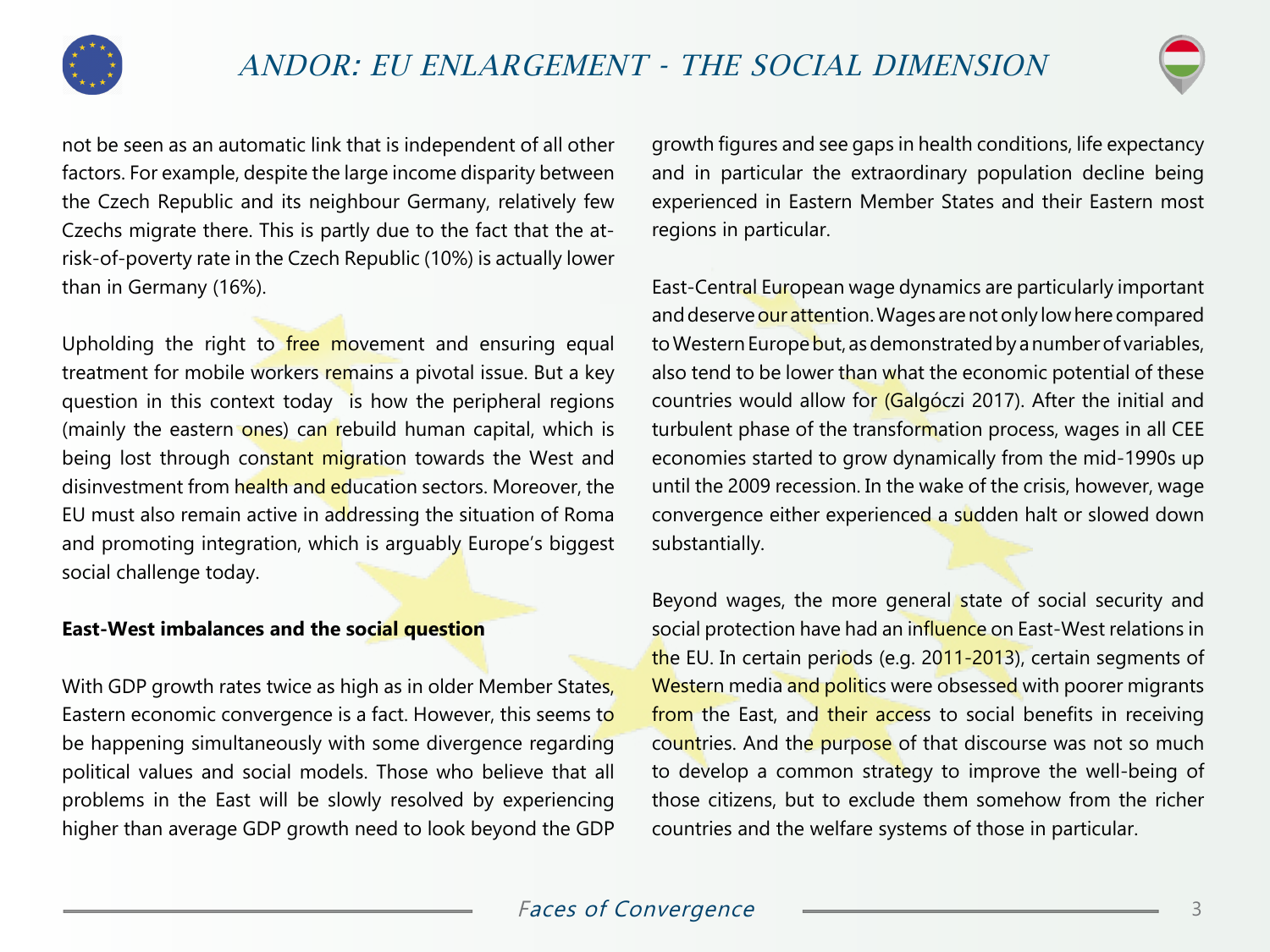not be seen as an automatic link that is independent of all other factors. For example, despite the large income disparity between the Czech Republic and its neighbour Germany, relatively few Czechs migrate there. This is partly due to the fact that the at-risk-of-poverty rate in the Czech Republic (10%) is actually lower than in Germany (16%).

Upholding the right to free movement and ensuring equal treatment for mobile workers remains a pivotal issue. But a key question in this context today is how the peripheral regions (mainly the eastern ones) can rebuild human capital, which is being lost through constant migration towards the West and disinvestment from health and education sectors. Moreover, the EU must also remain active in addressing the situation of Roma and promoting integration, which is arguably Europe's biggest social challenge today.

**East-West imbalances and the social question**

With GDP growth rates twice as high as in older Member States, Eastern economic convergence is a fact. However, this seems to be happening simultaneously with some divergence regarding political values and social models. Those who believe that all problems in the East will be slowly resolved by experiencing higher than average GDP growth need to look beyond the GDP growth figures and see gaps in health conditions, life expectancy and in particular the extraordinary population decline being experienced in Eastern Member States and their Eastern most regions in particular.

East-Central European wage dynamics are particularly important and deserve our attention. Wages are not only low here compared to Western Europe but, as demonstrated by a number of variables, also tend to be lower than what the economic potential of these countries would allow for (Galgóczi 2017). After the initial and turbulent phase of the transformation process, wages in all CEE economies started to grow dynamically from the mid-1990s up until the 2009 recession. In the wake of the crisis, however, wage convergence either experienced a sudden halt or slowed down substantially.

Beyond wages, the more general state of social security and social protection have had an influence on East-West relations in the EU. In certain periods (e.g. 2011-2013), certain segments of Western media and politics were obsessed with poorer migrants from the East, and their access to social benefits in receiving countries. And the purpose of that discourse was not so much to develop a common strategy to improve the well-being of those citizens, but to exclude them somehow from the richer countries and the welfare systems of those in particular.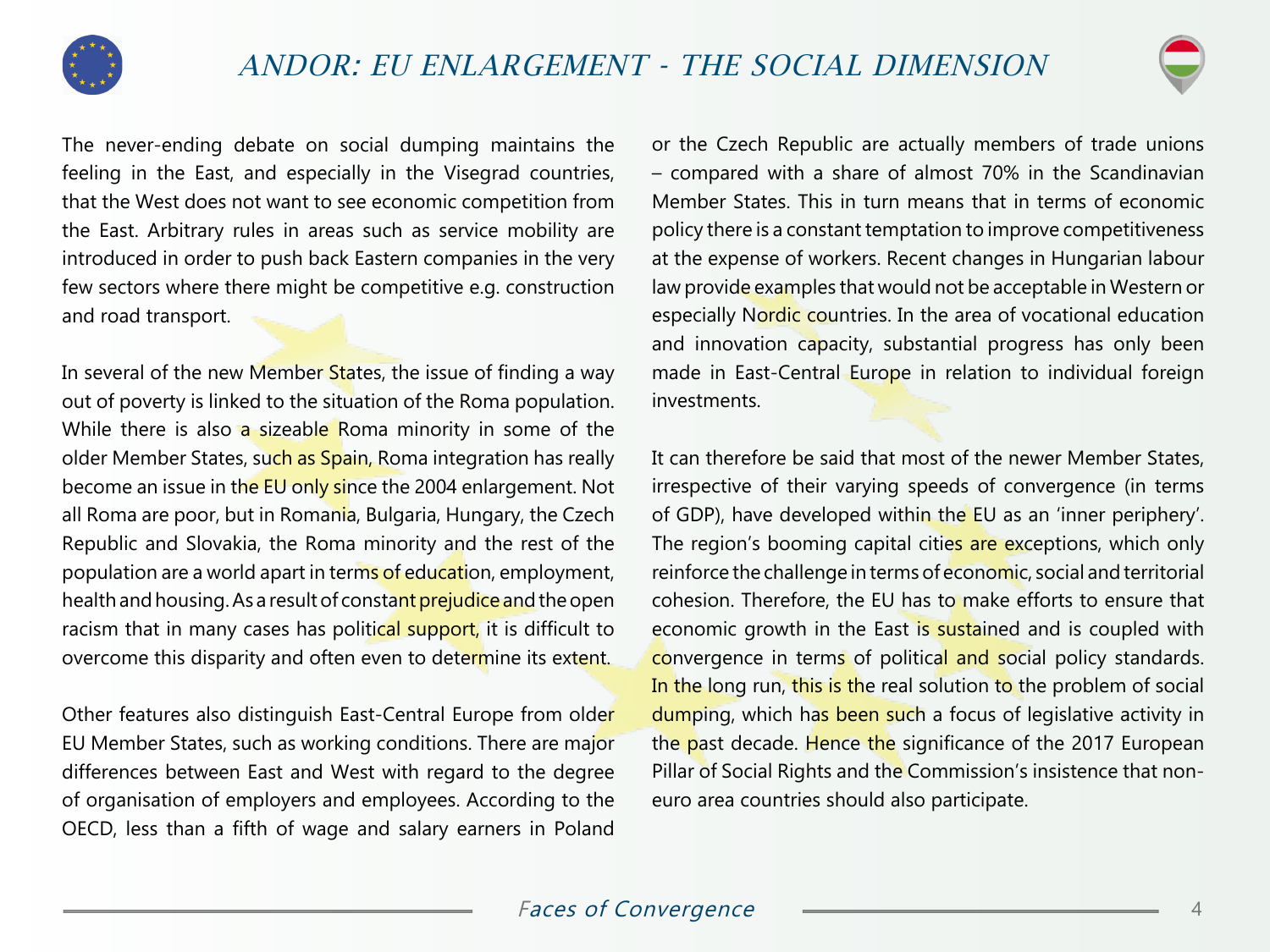The never-ending debate on social dumping maintains the feeling in the East, and especially in the Visegrad countries, that the West does not want to see economic competition from the East. Arbitrary rules in areas such as service mobility are introduced in order to push back Eastern companies in the very few sectors where there might be competitive e.g. construction and road transport.

In several of the new Member States, the issue of finding a way out of poverty is linked to the situation of the Roma population. While there is also a sizeable Roma minority in some of the older Member States, such as Spain, Roma integration has really become an issue in the EU only since the 2004 enlargement. Not all Roma are poor, but in Romania, Bulgaria, Hungary, the Czech Republic and Slovakia, the Roma minority and the rest of the population are a world apart in terms of education, employment, health and housing. As a result of constant prejudice and the open racism that in many cases has political support, it is difficult to overcome this disparity and often even to determine its extent.

Other features also distinguish East-Central Europe from older EU Member States, such as working conditions. There are major differences between East and West with regard to the degree of organisation of employers and employees. According to the OECD, less than a fifth of wage and salary earners in Poland or the Czech Republic are actually members of trade unions – compared with a share of almost 70% in the Scandinavian Member States. This in turn means that in terms of economic policy there is a constant temptation to improve competitiveness at the expense of workers. Recent changes in Hungarian labour law provide examples that would not be acceptable in Western or especially Nordic countries. In the area of vocational education and innovation capacity, substantial progress has only been made in East-Central Europe in relation to individual foreign investments.

It can therefore be said that most of the newer Member States, irrespective of their varying speeds of convergence (in terms of GDP), have developed within the EU as an 'inner periphery'. The region's booming capital cities are exceptions, which only reinforce the challenge in terms of economic, social and territorial cohesion. Therefore, the EU has to make efforts to ensure that economic growth in the East is sustained and is coupled with convergence in terms of political and social policy standards. In the long run, this is the real solution to the problem of social dumping, which has been such a focus of legislative activity in the past decade. Hence the significance of the 2017 European Pillar of Social Rights and the Commission's insistence that non-euro area countries should also participate.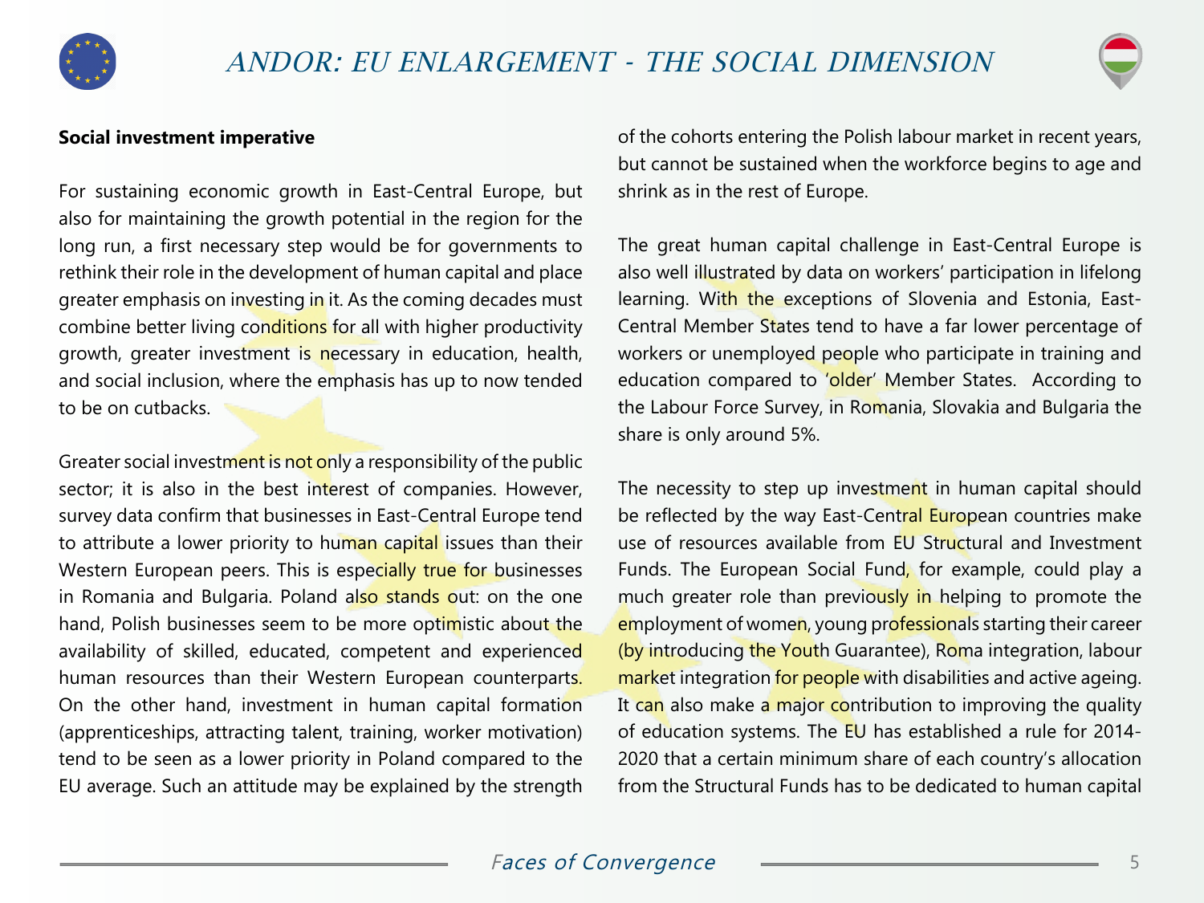**Social investment imperative**

For sustaining economic growth in East-Central Europe, but also for maintaining the growth potential in the region for the long run, a first necessary step would be for governments to rethink their role in the development of human capital and place greater emphasis on investing in it. As the coming decades must combine better living conditions for all with higher productivity growth, greater investment is necessary in education, health, and social inclusion, where the emphasis has up to now tended to be on cutbacks.

Greater social investment is not only a responsibility of the public sector; it is also in the best interest of companies. However, survey data confirm that businesses in East-Central Europe tend to attribute a lower priority to human capital issues than their Western European peers. This is especially true for businesses in Romania and Bulgaria. Poland also stands out: on the one hand, Polish businesses seem to be more optimistic about the availability of skilled, educated, competent and experienced human resources than their Western European counterparts. On the other hand, investment in human capital formation (apprenticeships, attracting talent, training, worker motivation) tend to be seen as a lower priority in Poland compared to the EU average. Such an attitude may be explained by the strength of the cohorts entering the Polish labour market in recent years, but cannot be sustained when the workforce begins to age and shrink as in the rest of Europe.

The great human capital challenge in East-Central Europe is also well illustrated by data on workers' participation in lifelong learning. With the exceptions of Slovenia and Estonia, East-Central Member States tend to have a far lower percentage of workers or unemployed people who participate in training and education compared to 'older' Member States. According to the Labour Force Survey, in Romania, Slovakia and Bulgaria the share is only around 5%.

The necessity to step up investment in human capital should be reflected by the way East-Central European countries make use of resources available from EU Structural and Investment Funds. The European Social Fund, for example, could play a much greater role than previously in helping to promote the employment of women, young professionals starting their career (by introducing the Youth Guarantee), Roma integration, labour market integration for people with disabilities and active ageing. It can also make a major contribution to improving the quality of education systems. The EU has established a rule for 2014-2020 that a certain minimum share of each country's allocation from the Structural Funds has to be dedicated to human capital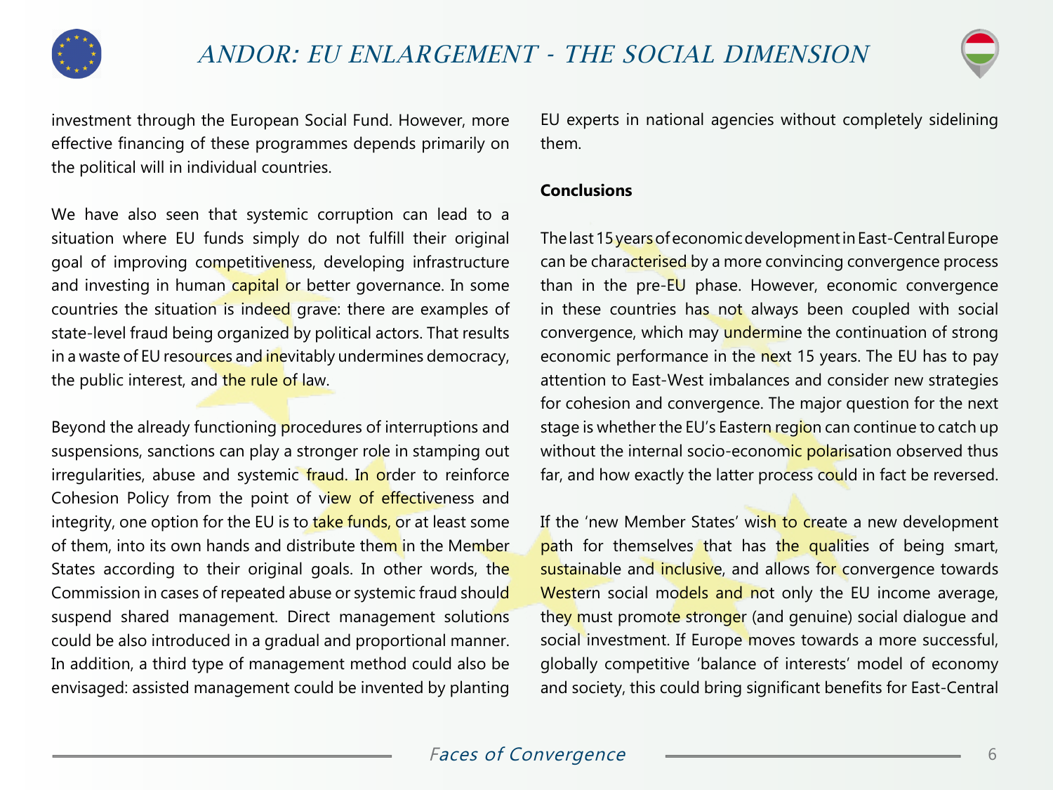investment through the European Social Fund. However, more effective financing of these programmes depends primarily on the political will in individual countries.

We have also seen that systemic corruption can lead to a situation where EU funds simply do not fulfill their original goal of improving competitiveness, developing infrastructure and investing in human capital or better governance. In some countries the situation is indeed grave: there are examples of state-level fraud being organized by political actors. That results in a waste of EU resources and inevitably undermines democracy, the public interest, and the rule of law.

Beyond the already functioning procedures of interruptions and suspensions, sanctions can play a stronger role in stamping out irregularities, abuse and systemic fraud. In order to reinforce Cohesion Policy from the point of view of effectiveness and integrity, one option for the EU is to take funds, or at least some of them, into its own hands and distribute them in the Member States according to their original goals. In other words, the Commission in cases of repeated abuse or systemic fraud should suspend shared management. Direct management solutions could be also introduced in a gradual and proportional manner. In addition, a third type of management method could also be envisaged: assisted management could be invented by planting EU experts in national agencies without completely sidelining them.

**Conclusions**

The last 15 years of economic development in East-Central Europe can be characterised by a more convincing convergence process than in the pre-EU phase. However, economic convergence in these countries has not always been coupled with social convergence, which may undermine the continuation of strong economic performance in the next 15 years. The EU has to pay attention to East-West imbalances and consider new strategies for cohesion and convergence. The major question for the next stage is whether the EU's Eastern region can continue to catch up without the internal socio-economic polarisation observed thus far, and how exactly the latter process could in fact be reversed.

If the 'new Member States' wish to create a new development path for themselves that has the qualities of being smart, sustainable and inclusive, and allows for convergence towards Western social models and not only the EU income average, they must promote stronger (and genuine) social dialogue and social investment. If Europe moves towards a more successful, globally competitive 'balance of interests' model of economy and society, this could bring significant benefits for East-Central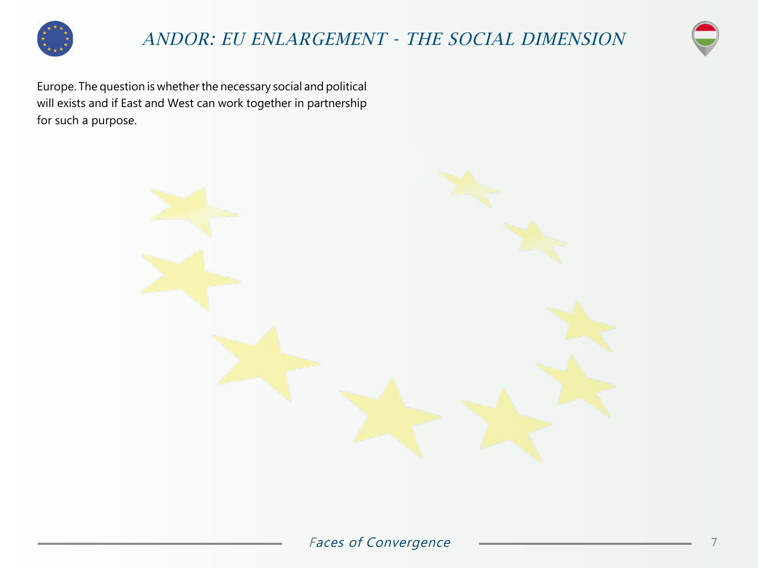Europe. The question is whether the necessary social and political will exists and if East and West can work together in partnership for such a purpose.